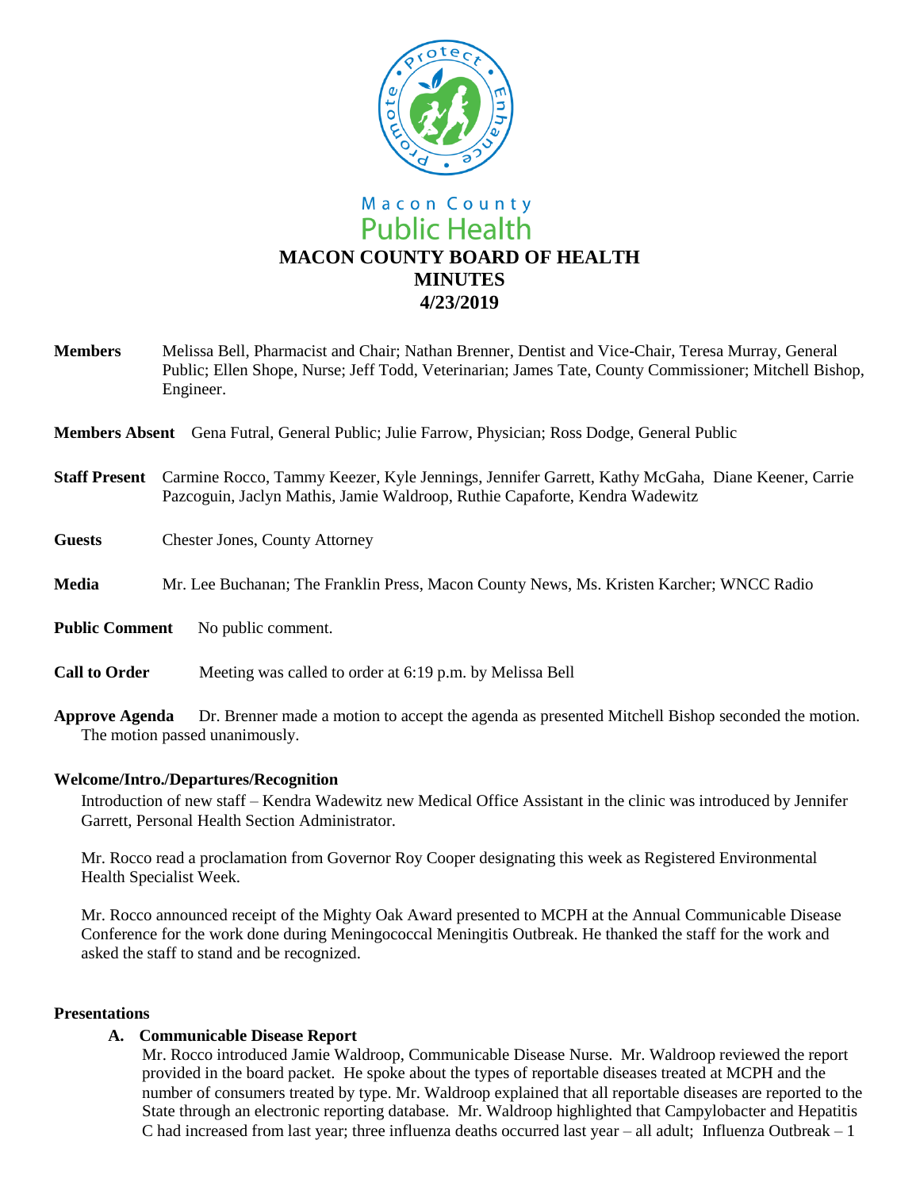Macon County
Public Health

# MACON COUNTY BOARD OF HEALTH
# MINUTES
# 4/23/2019

**Members** Melissa Bell, Pharmacist and Chair; Nathan Brenner, Dentist and Vice-Chair, Teresa Murray, General Public; Ellen Shope, Nurse; Jeff Todd, Veterinarian; James Tate, County Commissioner; Mitchell Bishop, Engineer.

**Members Absent** Gena Futral, General Public; Julie Farrow, Physician; Ross Dodge, General Public

**Staff Present** Carmine Rocco, Tammy Keezer, Kyle Jennings, Jennifer Garrett, Kathy McGaha, Diane Keener, Carrie Pazcoguin, Jaclyn Mathis, Jamie Waldroop, Ruthie Capaforte, Kendra Wadewitz

**Guests** Chester Jones, County Attorney

**Media** Mr. Lee Buchanan; The Franklin Press, Macon County News, Ms. Kristen Karcher; WNCC Radio

**Public Comment** No public comment.

**Call to Order** Meeting was called to order at 6:19 p.m. by Melissa Bell

**Approve Agenda** Dr. Brenner made a motion to accept the agenda as presented Mitchell Bishop seconded the motion. The motion passed unanimously.

**Welcome/Intro./Departures/Recognition**

Introduction of new staff – Kendra Wadewitz new Medical Office Assistant in the clinic was introduced by Jennifer Garrett, Personal Health Section Administrator.

Mr. Rocco read a proclamation from Governor Roy Cooper designating this week as Registered Environmental Health Specialist Week.

Mr. Rocco announced receipt of the Mighty Oak Award presented to MCPH at the Annual Communicable Disease Conference for the work done during Meningococcal Meningitis Outbreak. He thanked the staff for the work and asked the staff to stand and be recognized.

**Presentations**

**A. Communicable Disease Report**

Mr. Rocco introduced Jamie Waldroop, Communicable Disease Nurse. Mr. Waldroop reviewed the report provided in the board packet. He spoke about the types of reportable diseases treated at MCPH and the number of consumers treated by type. Mr. Waldroop explained that all reportable diseases are reported to the State through an electronic reporting database. Mr. Waldroop highlighted that Campylobacter and Hepatitis C had increased from last year; three influenza deaths occurred last year – all adult; Influenza Outbreak – 1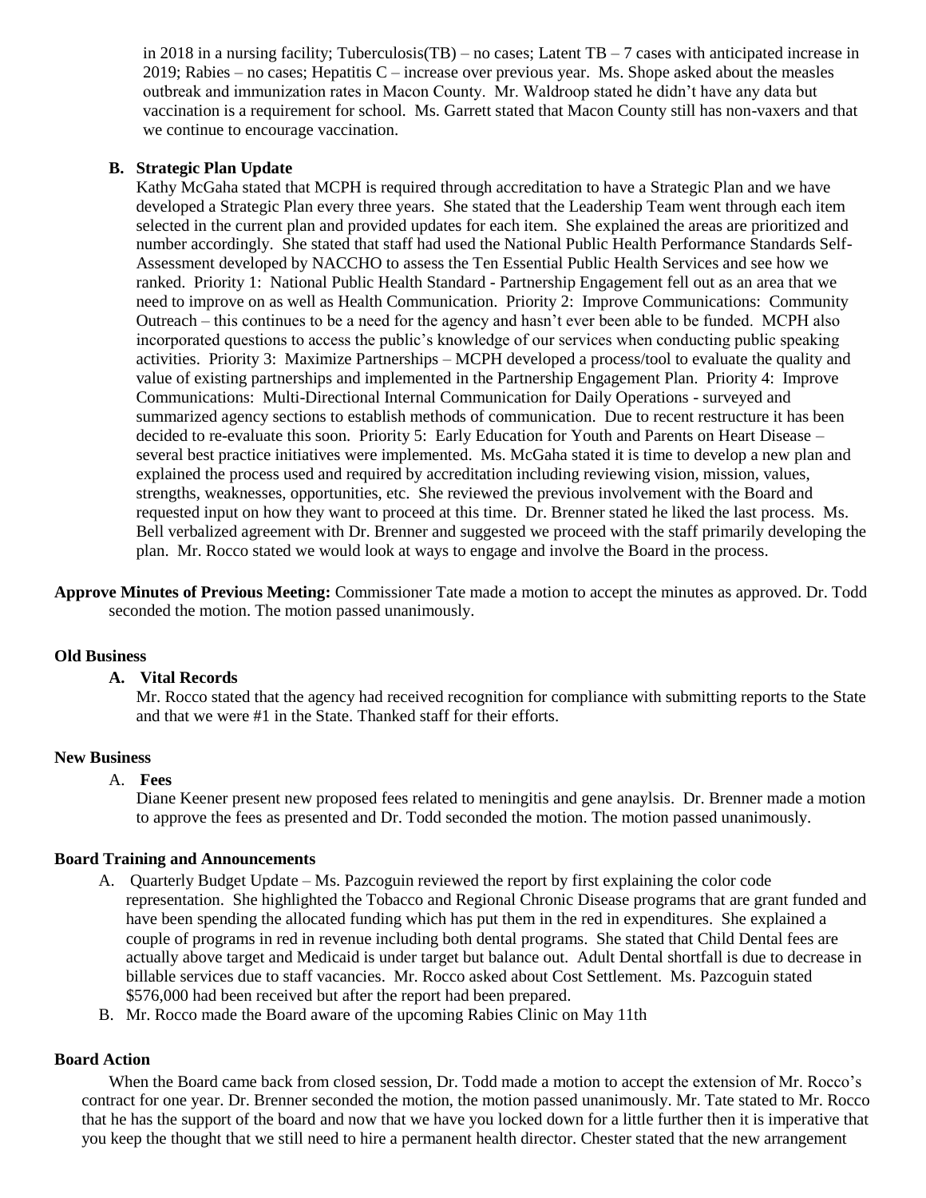in 2018 in a nursing facility; Tuberculosis(TB) – no cases; Latent TB – 7 cases with anticipated increase in 2019; Rabies – no cases; Hepatitis C – increase over previous year. Ms. Shope asked about the measles outbreak and immunization rates in Macon County. Mr. Waldroop stated he didn't have any data but vaccination is a requirement for school. Ms. Garrett stated that Macon County still has non-vaxers and that we continue to encourage vaccination.

**B. Strategic Plan Update**

Kathy McGaha stated that MCPH is required through accreditation to have a Strategic Plan and we have developed a Strategic Plan every three years. She stated that the Leadership Team went through each item selected in the current plan and provided updates for each item. She explained the areas are prioritized and number accordingly. She stated that staff had used the National Public Health Performance Standards Self-Assessment developed by NACCHO to assess the Ten Essential Public Health Services and see how we ranked. Priority 1: National Public Health Standard - Partnership Engagement fell out as an area that we need to improve on as well as Health Communication. Priority 2: Improve Communications: Community Outreach – this continues to be a need for the agency and hasn't ever been able to be funded. MCPH also incorporated questions to access the public's knowledge of our services when conducting public speaking activities. Priority 3: Maximize Partnerships – MCPH developed a process/tool to evaluate the quality and value of existing partnerships and implemented in the Partnership Engagement Plan. Priority 4: Improve Communications: Multi-Directional Internal Communication for Daily Operations - surveyed and summarized agency sections to establish methods of communication. Due to recent restructure it has been decided to re-evaluate this soon. Priority 5: Early Education for Youth and Parents on Heart Disease – several best practice initiatives were implemented. Ms. McGaha stated it is time to develop a new plan and explained the process used and required by accreditation including reviewing vision, mission, values, strengths, weaknesses, opportunities, etc. She reviewed the previous involvement with the Board and requested input on how they want to proceed at this time. Dr. Brenner stated he liked the last process. Ms. Bell verbalized agreement with Dr. Brenner and suggested we proceed with the staff primarily developing the plan. Mr. Rocco stated we would look at ways to engage and involve the Board in the process.

**Approve Minutes of Previous Meeting:** Commissioner Tate made a motion to accept the minutes as approved. Dr. Todd seconded the motion. The motion passed unanimously.

**Old Business**

**A. Vital Records**

Mr. Rocco stated that the agency had received recognition for compliance with submitting reports to the State and that we were #1 in the State. Thanked staff for their efforts.

**New Business**

A. **Fees**

Diane Keener present new proposed fees related to meningitis and gene anaylsis. Dr. Brenner made a motion to approve the fees as presented and Dr. Todd seconded the motion. The motion passed unanimously.

**Board Training and Announcements**

A. Quarterly Budget Update – Ms. Pazcoguin reviewed the report by first explaining the color code representation. She highlighted the Tobacco and Regional Chronic Disease programs that are grant funded and have been spending the allocated funding which has put them in the red in expenditures. She explained a couple of programs in red in revenue including both dental programs. She stated that Child Dental fees are actually above target and Medicaid is under target but balance out. Adult Dental shortfall is due to decrease in billable services due to staff vacancies. Mr. Rocco asked about Cost Settlement. Ms. Pazcoguin stated $576,000 had been received but after the report had been prepared.

B. Mr. Rocco made the Board aware of the upcoming Rabies Clinic on May 11th

**Board Action**

When the Board came back from closed session, Dr. Todd made a motion to accept the extension of Mr. Rocco's contract for one year. Dr. Brenner seconded the motion, the motion passed unanimously. Mr. Tate stated to Mr. Rocco that he has the support of the board and now that we have you locked down for a little further then it is imperative that you keep the thought that we still need to hire a permanent health director. Chester stated that the new arrangement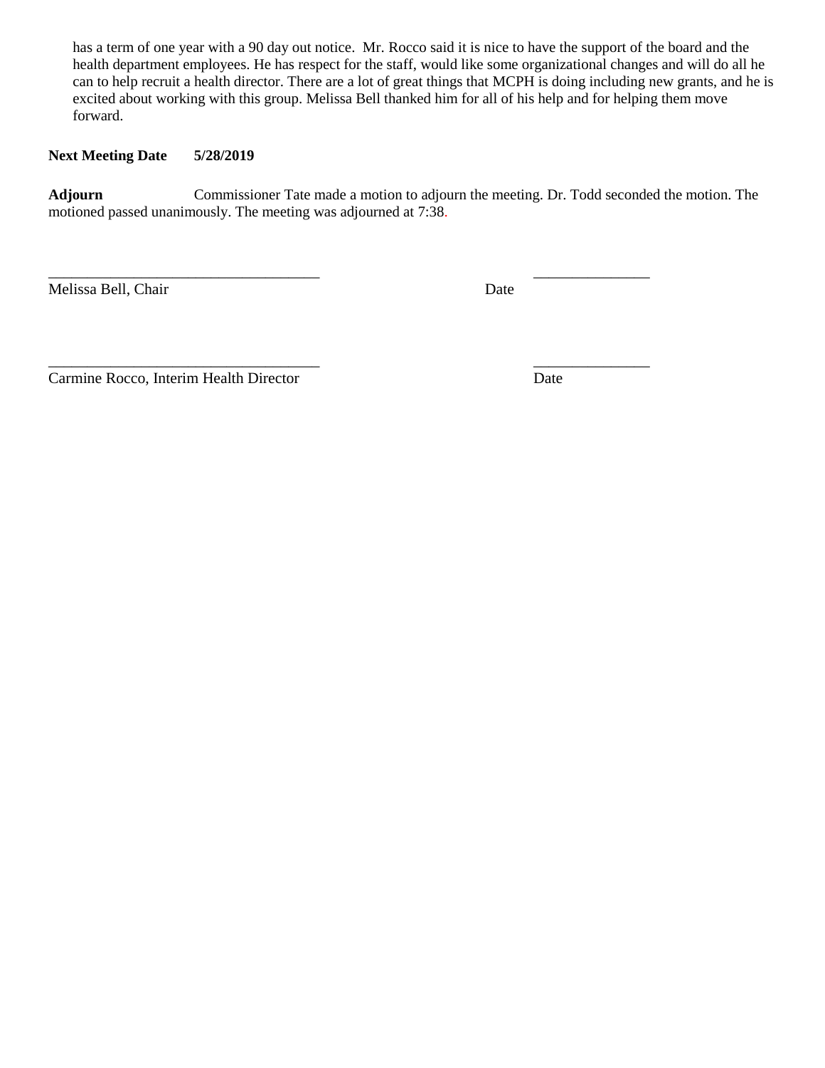has a term of one year with a 90 day out notice. Mr. Rocco said it is nice to have the support of the board and the health department employees. He has respect for the staff, would like some organizational changes and will do all he can to help recruit a health director. There are a lot of great things that MCPH is doing including new grants, and he is excited about working with this group. Melissa Bell thanked him for all of his help and for helping them move forward.

**Next Meeting Date 5/28/2019**

**Adjourn** Commissioner Tate made a motion to adjourn the meeting. Dr. Todd seconded the motion. The motioned passed unanimously. The meeting was adjourned at 7:38.

\_\_\_\_\_\_\_\_\_\_\_\_\_\_\_\_\_\_\_\_\_\_\_\_\_\_\_\_\_\_\_\_\_\_\_\_ \_\_\_\_\_\_\_\_\_\_\_\_\_\_\_

Melissa Bell, Chair Date

\_\_\_\_\_\_\_\_\_\_\_\_\_\_\_\_\_\_\_\_\_\_\_\_\_\_\_\_\_\_\_\_\_\_\_\_ \_\_\_\_\_\_\_\_\_\_\_\_\_\_\_

Carmine Rocco, Interim Health Director Date